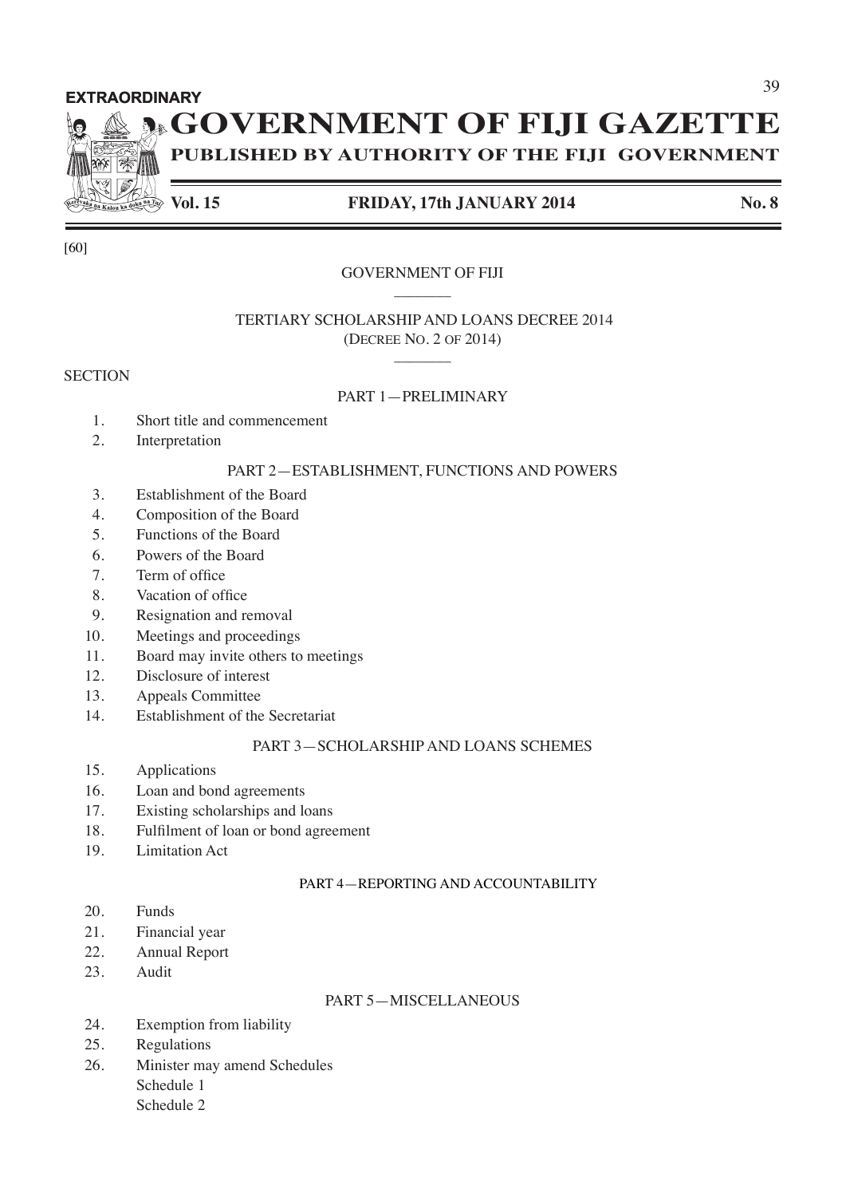**EXTRAORDINARY**

# GOVERNMENT OF FIJI GAZETTE

**PUBLISHED BY AUTHORITY OF THE FIJI GOVERNMENT**

**Vol. 15** **FRIDAY, 17th JANUARY 2014** **No. 8**

[60]

GOVERNMENT OF FIJI

## TERTIARY SCHOLARSHIP AND LOANS DECREE 2014
(DECREE NO. 2 OF 2014)

SECTION

### PART 1—PRELIMINARY

1. Short title and commencement
2. Interpretation

### PART 2—ESTABLISHMENT, FUNCTIONS AND POWERS

3. Establishment of the Board
4. Composition of the Board
5. Functions of the Board
6. Powers of the Board
7. Term of office
8. Vacation of office
9. Resignation and removal
10. Meetings and proceedings
11. Board may invite others to meetings
12. Disclosure of interest
13. Appeals Committee
14. Establishment of the Secretariat

### PART 3—SCHOLARSHIP AND LOANS SCHEMES

15. Applications
16. Loan and bond agreements
17. Existing scholarships and loans
18. Fulfilment of loan or bond agreement
19. Limitation Act

### PART 4—REPORTING AND ACCOUNTABILITY

20. Funds
21. Financial year
22. Annual Report
23. Audit

### PART 5—MISCELLANEOUS

24. Exemption from liability
25. Regulations
26. Minister may amend Schedules

Schedule 1

Schedule 2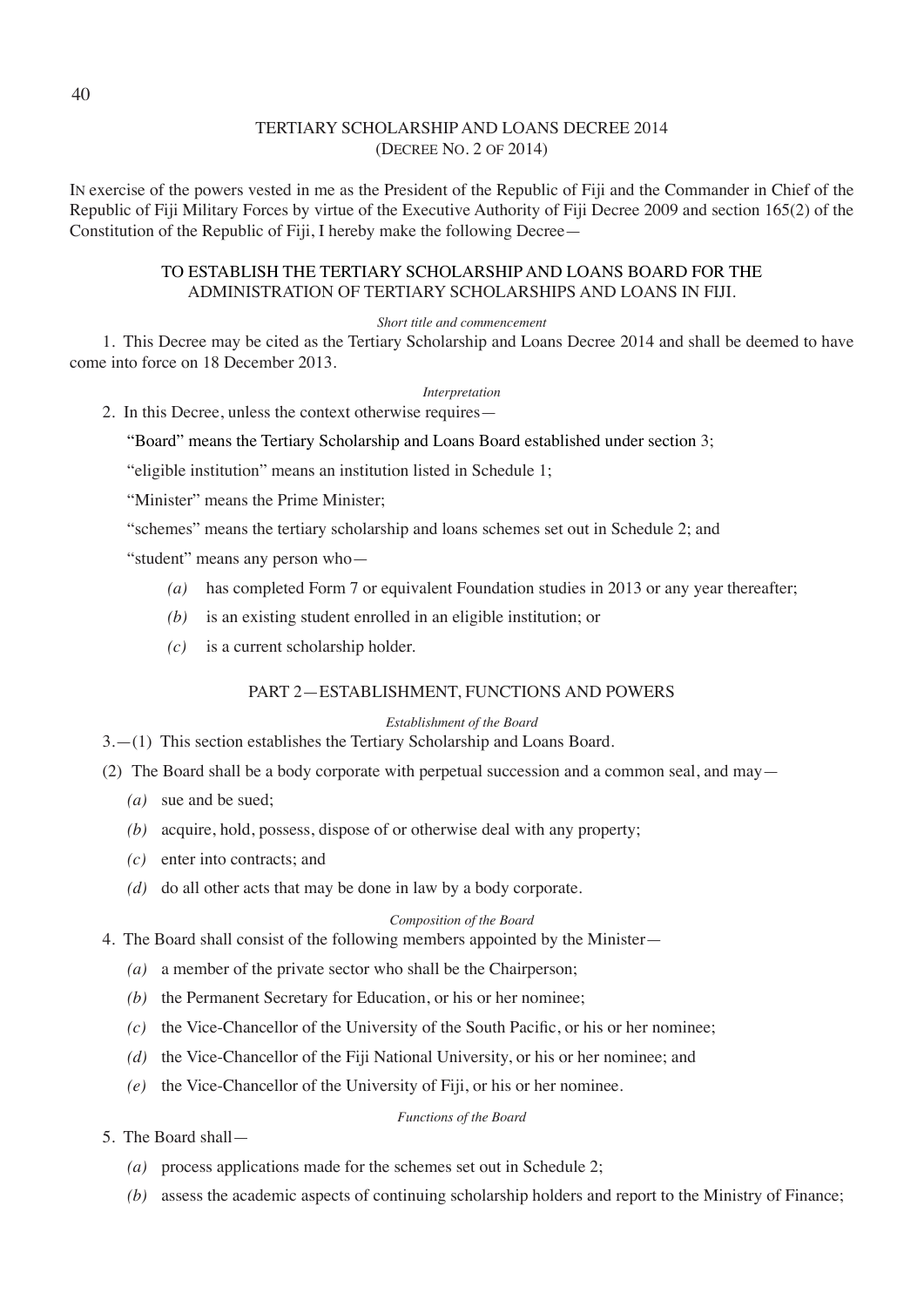TERTIARY SCHOLARSHIP AND LOANS DECREE 2014
(DECREE NO. 2 OF 2014)

IN exercise of the powers vested in me as the President of the Republic of Fiji and the Commander in Chief of the Republic of Fiji Military Forces by virtue of the Executive Authority of Fiji Decree 2009 and section 165(2) of the Constitution of the Republic of Fiji, I hereby make the following Decree—

TO ESTABLISH THE TERTIARY SCHOLARSHIP AND LOANS BOARD FOR THE ADMINISTRATION OF TERTIARY SCHOLARSHIPS AND LOANS IN FIJI.

*Short title and commencement*

1. This Decree may be cited as the Tertiary Scholarship and Loans Decree 2014 and shall be deemed to have come into force on 18 December 2013.

*Interpretation*

2. In this Decree, unless the context otherwise requires—

"Board" means the Tertiary Scholarship and Loans Board established under section 3;

"eligible institution" means an institution listed in Schedule 1;

"Minister" means the Prime Minister;

"schemes" means the tertiary scholarship and loans schemes set out in Schedule 2; and

"student" means any person who—

*(a)* has completed Form 7 or equivalent Foundation studies in 2013 or any year thereafter;

*(b)* is an existing student enrolled in an eligible institution; or

*(c)* is a current scholarship holder.

## PART 2—ESTABLISHMENT, FUNCTIONS AND POWERS

*Establishment of the Board*

3.—(1) This section establishes the Tertiary Scholarship and Loans Board.

(2) The Board shall be a body corporate with perpetual succession and a common seal, and may—

*(a)* sue and be sued;

*(b)* acquire, hold, possess, dispose of or otherwise deal with any property;

*(c)* enter into contracts; and

*(d)* do all other acts that may be done in law by a body corporate.

*Composition of the Board*

4. The Board shall consist of the following members appointed by the Minister—

*(a)* a member of the private sector who shall be the Chairperson;

*(b)* the Permanent Secretary for Education, or his or her nominee;

*(c)* the Vice-Chancellor of the University of the South Pacific, or his or her nominee;

*(d)* the Vice-Chancellor of the Fiji National University, or his or her nominee; and

*(e)* the Vice-Chancellor of the University of Fiji, or his or her nominee.

*Functions of the Board*

5. The Board shall—

*(a)* process applications made for the schemes set out in Schedule 2;

*(b)* assess the academic aspects of continuing scholarship holders and report to the Ministry of Finance;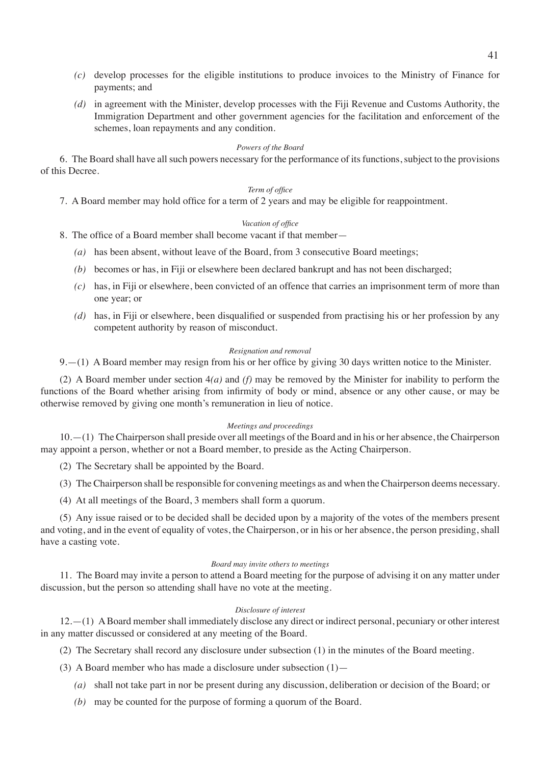*(c)* develop processes for the eligible institutions to produce invoices to the Ministry of Finance for payments; and

*(d)* in agreement with the Minister, develop processes with the Fiji Revenue and Customs Authority, the Immigration Department and other government agencies for the facilitation and enforcement of the schemes, loan repayments and any condition.

*Powers of the Board*

6. The Board shall have all such powers necessary for the performance of its functions, subject to the provisions of this Decree.

*Term of office*

7. A Board member may hold office for a term of 2 years and may be eligible for reappointment.

*Vacation of office*

8. The office of a Board member shall become vacant if that member—

*(a)* has been absent, without leave of the Board, from 3 consecutive Board meetings;

*(b)* becomes or has, in Fiji or elsewhere been declared bankrupt and has not been discharged;

*(c)* has, in Fiji or elsewhere, been convicted of an offence that carries an imprisonment term of more than one year; or

*(d)* has, in Fiji or elsewhere, been disqualified or suspended from practising his or her profession by any competent authority by reason of misconduct.

*Resignation and removal*

9.—(1) A Board member may resign from his or her office by giving 30 days written notice to the Minister.

(2) A Board member under section 4*(a)* and *(f)* may be removed by the Minister for inability to perform the functions of the Board whether arising from infirmity of body or mind, absence or any other cause, or may be otherwise removed by giving one month's remuneration in lieu of notice.

*Meetings and proceedings*

10.—(1) The Chairperson shall preside over all meetings of the Board and in his or her absence, the Chairperson may appoint a person, whether or not a Board member, to preside as the Acting Chairperson.

(2) The Secretary shall be appointed by the Board.

(3) The Chairperson shall be responsible for convening meetings as and when the Chairperson deems necessary.

(4) At all meetings of the Board, 3 members shall form a quorum.

(5) Any issue raised or to be decided shall be decided upon by a majority of the votes of the members present and voting, and in the event of equality of votes, the Chairperson, or in his or her absence, the person presiding, shall have a casting vote.

*Board may invite others to meetings*

11. The Board may invite a person to attend a Board meeting for the purpose of advising it on any matter under discussion, but the person so attending shall have no vote at the meeting.

*Disclosure of interest*

12.—(1) A Board member shall immediately disclose any direct or indirect personal, pecuniary or other interest in any matter discussed or considered at any meeting of the Board.

(2) The Secretary shall record any disclosure under subsection (1) in the minutes of the Board meeting.

(3) A Board member who has made a disclosure under subsection (1)—

*(a)* shall not take part in nor be present during any discussion, deliberation or decision of the Board; or

*(b)* may be counted for the purpose of forming a quorum of the Board.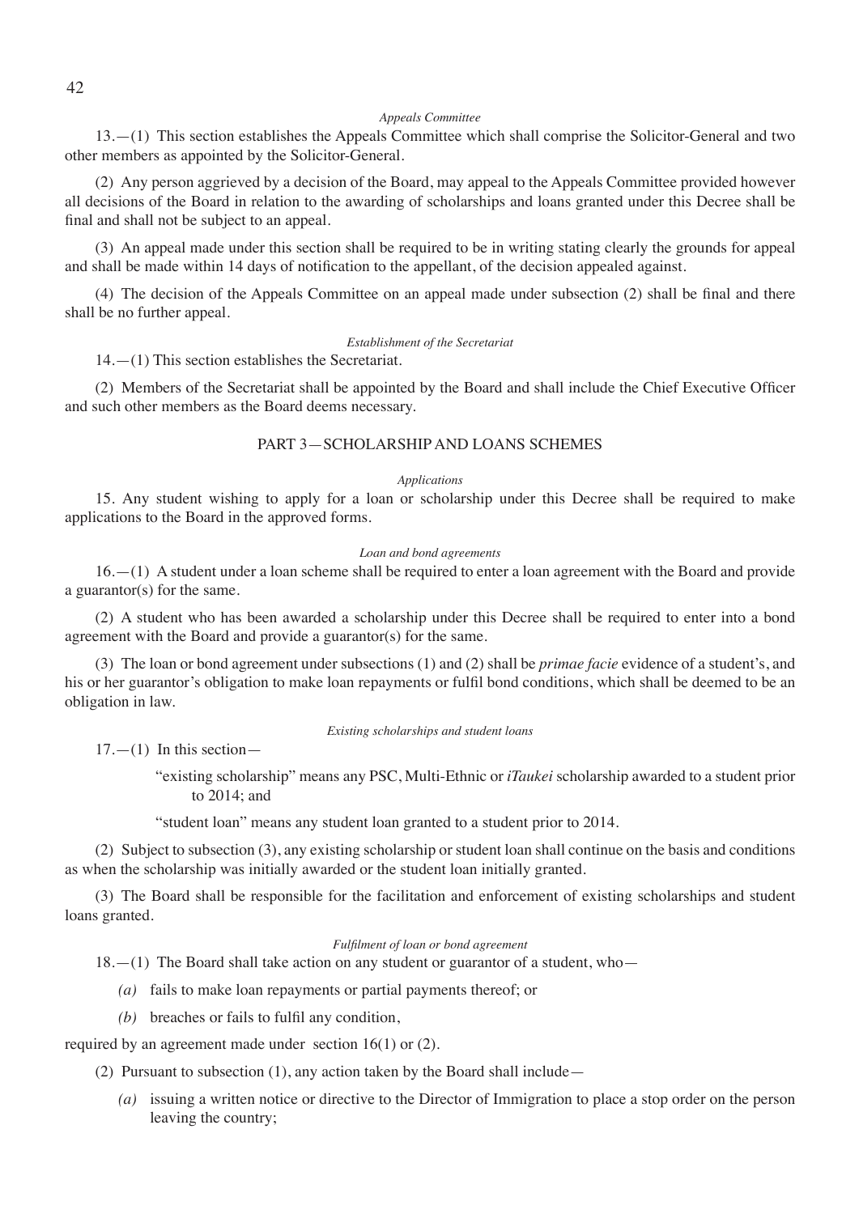*Appeals Committee*

13.—(1) This section establishes the Appeals Committee which shall comprise the Solicitor-General and two other members as appointed by the Solicitor-General.

(2) Any person aggrieved by a decision of the Board, may appeal to the Appeals Committee provided however all decisions of the Board in relation to the awarding of scholarships and loans granted under this Decree shall be final and shall not be subject to an appeal.

(3) An appeal made under this section shall be required to be in writing stating clearly the grounds for appeal and shall be made within 14 days of notification to the appellant, of the decision appealed against.

(4) The decision of the Appeals Committee on an appeal made under subsection (2) shall be final and there shall be no further appeal.

*Establishment of the Secretariat*

14.—(1) This section establishes the Secretariat.

(2) Members of the Secretariat shall be appointed by the Board and shall include the Chief Executive Officer and such other members as the Board deems necessary.

## PART 3—SCHOLARSHIP AND LOANS SCHEMES

*Applications*

15. Any student wishing to apply for a loan or scholarship under this Decree shall be required to make applications to the Board in the approved forms.

*Loan and bond agreements*

16.—(1) A student under a loan scheme shall be required to enter a loan agreement with the Board and provide a guarantor(s) for the same.

(2) A student who has been awarded a scholarship under this Decree shall be required to enter into a bond agreement with the Board and provide a guarantor(s) for the same.

(3) The loan or bond agreement under subsections (1) and (2) shall be *primae facie* evidence of a student's, and his or her guarantor's obligation to make loan repayments or fulfil bond conditions, which shall be deemed to be an obligation in law.

*Existing scholarships and student loans*

17.—(1) In this section—

"existing scholarship" means any PSC, Multi-Ethnic or *iTaukei* scholarship awarded to a student prior to 2014; and

"student loan" means any student loan granted to a student prior to 2014.

(2) Subject to subsection (3), any existing scholarship or student loan shall continue on the basis and conditions as when the scholarship was initially awarded or the student loan initially granted.

(3) The Board shall be responsible for the facilitation and enforcement of existing scholarships and student loans granted.

*Fulfilment of loan or bond agreement*

18.—(1) The Board shall take action on any student or guarantor of a student, who—

*(a)* fails to make loan repayments or partial payments thereof; or

*(b)* breaches or fails to fulfil any condition,

required by an agreement made under section 16(1) or (2).

(2) Pursuant to subsection (1), any action taken by the Board shall include—

*(a)* issuing a written notice or directive to the Director of Immigration to place a stop order on the person leaving the country;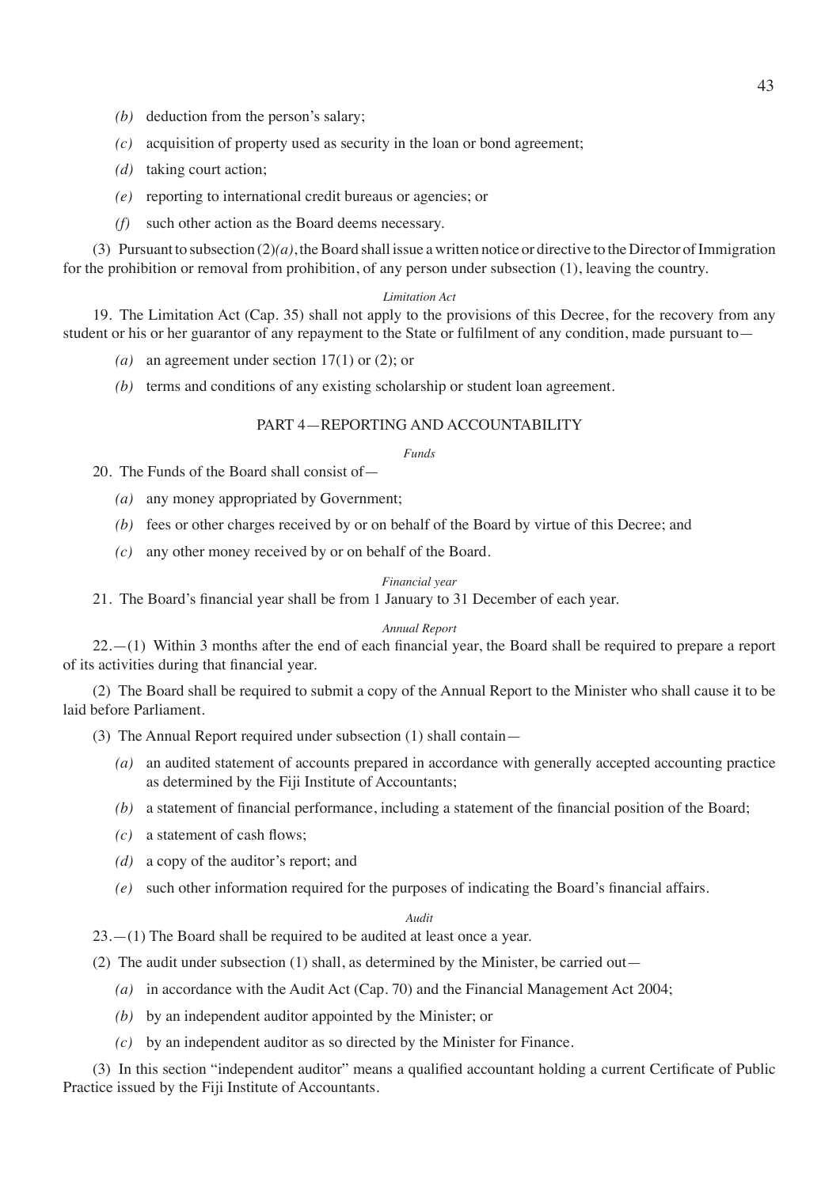*(b)* deduction from the person's salary;

*(c)* acquisition of property used as security in the loan or bond agreement;

*(d)* taking court action;

*(e)* reporting to international credit bureaus or agencies; or

*(f)* such other action as the Board deems necessary.

(3) Pursuant to subsection (2)*(a)*, the Board shall issue a written notice or directive to the Director of Immigration for the prohibition or removal from prohibition, of any person under subsection (1), leaving the country.

*Limitation Act*

19. The Limitation Act (Cap. 35) shall not apply to the provisions of this Decree, for the recovery from any student or his or her guarantor of any repayment to the State or fulfilment of any condition, made pursuant to—

*(a)* an agreement under section 17(1) or (2); or

*(b)* terms and conditions of any existing scholarship or student loan agreement.

## PART 4—REPORTING AND ACCOUNTABILITY

*Funds*

20. The Funds of the Board shall consist of—

*(a)* any money appropriated by Government;

*(b)* fees or other charges received by or on behalf of the Board by virtue of this Decree; and

*(c)* any other money received by or on behalf of the Board.

*Financial year*

21. The Board's financial year shall be from 1 January to 31 December of each year.

*Annual Report*

22.—(1) Within 3 months after the end of each financial year, the Board shall be required to prepare a report of its activities during that financial year.

(2) The Board shall be required to submit a copy of the Annual Report to the Minister who shall cause it to be laid before Parliament.

(3) The Annual Report required under subsection (1) shall contain—

*(a)* an audited statement of accounts prepared in accordance with generally accepted accounting practice as determined by the Fiji Institute of Accountants;

*(b)* a statement of financial performance, including a statement of the financial position of the Board;

*(c)* a statement of cash flows;

*(d)* a copy of the auditor's report; and

*(e)* such other information required for the purposes of indicating the Board's financial affairs.

*Audit*

23.—(1) The Board shall be required to be audited at least once a year.

(2) The audit under subsection (1) shall, as determined by the Minister, be carried out—

*(a)* in accordance with the Audit Act (Cap. 70) and the Financial Management Act 2004;

*(b)* by an independent auditor appointed by the Minister; or

*(c)* by an independent auditor as so directed by the Minister for Finance.

(3) In this section "independent auditor" means a qualified accountant holding a current Certificate of Public Practice issued by the Fiji Institute of Accountants.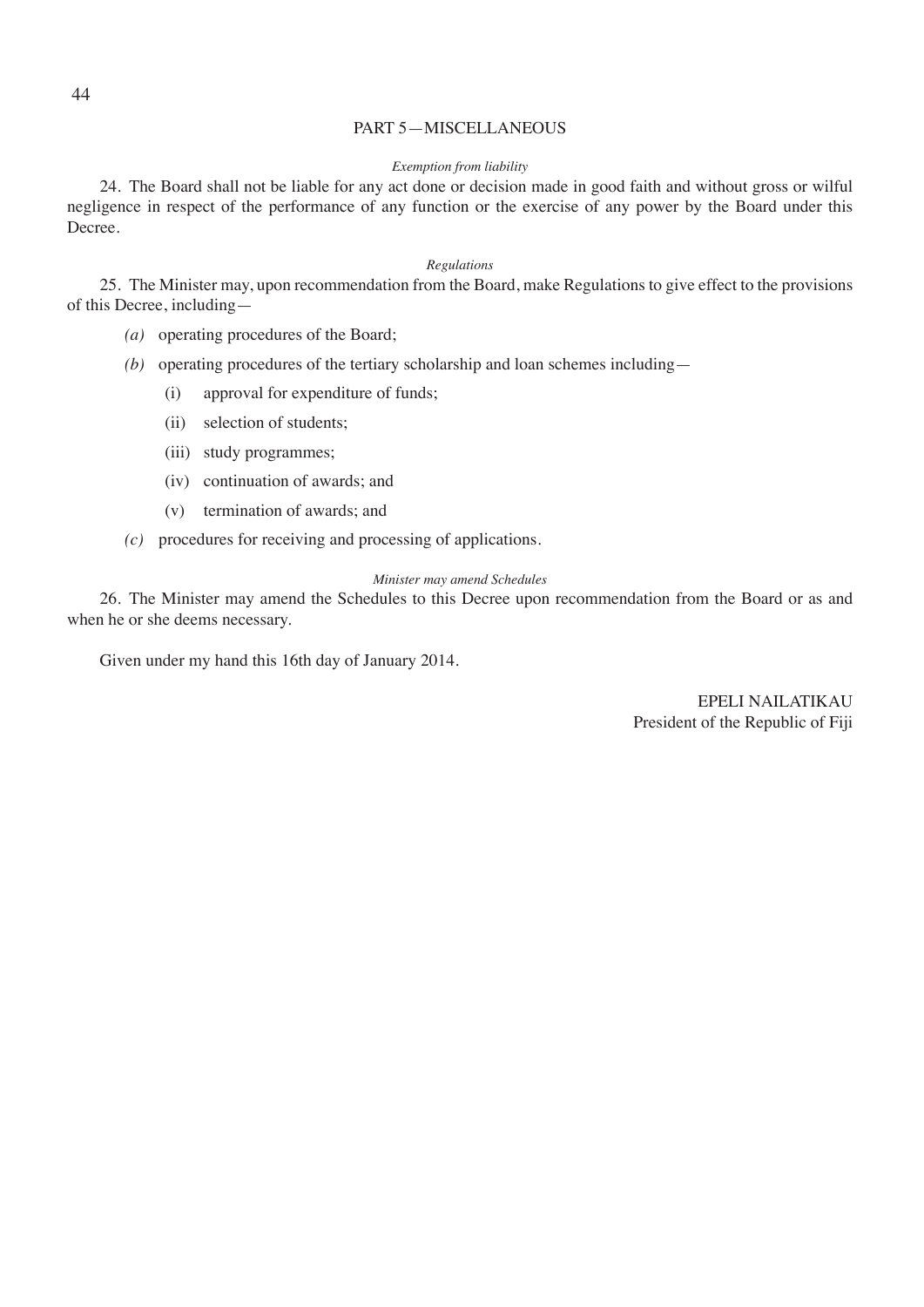## PART 5—MISCELLANEOUS

*Exemption from liability*

24. The Board shall not be liable for any act done or decision made in good faith and without gross or wilful negligence in respect of the performance of any function or the exercise of any power by the Board under this Decree.

*Regulations*

25. The Minister may, upon recommendation from the Board, make Regulations to give effect to the provisions of this Decree, including—

*(a)* operating procedures of the Board;

*(b)* operating procedures of the tertiary scholarship and loan schemes including—

(i) approval for expenditure of funds;

(ii) selection of students;

(iii) study programmes;

(iv) continuation of awards; and

(v) termination of awards; and

*(c)* procedures for receiving and processing of applications.

*Minister may amend Schedules*

26. The Minister may amend the Schedules to this Decree upon recommendation from the Board or as and when he or she deems necessary.

Given under my hand this 16th day of January 2014.

EPELI NAILATIKAU
President of the Republic of Fiji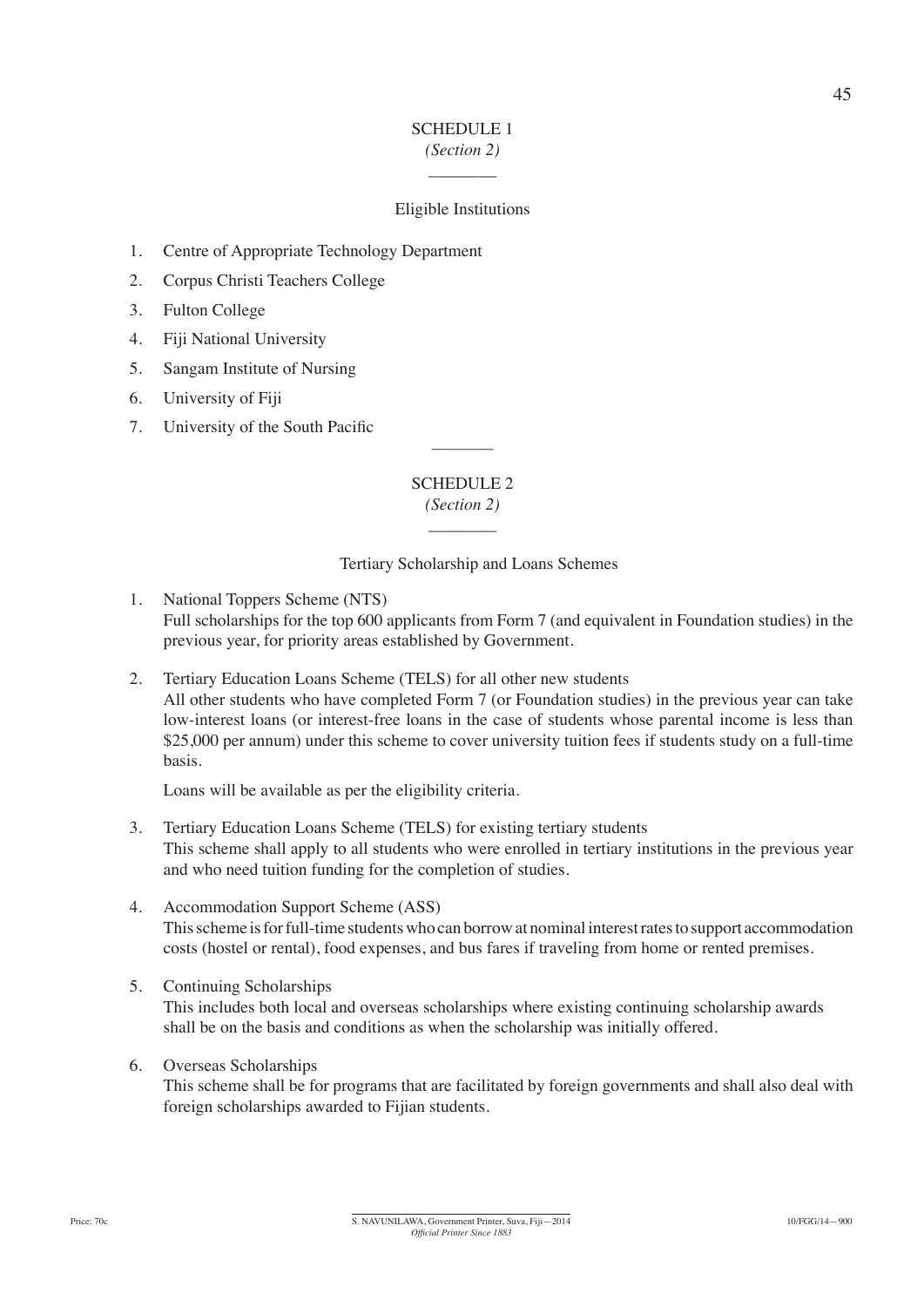## SCHEDULE 1

*(Section 2)*

---

### Eligible Institutions

1. Centre of Appropriate Technology Department
2. Corpus Christi Teachers College
3. Fulton College
4. Fiji National University
5. Sangam Institute of Nursing
6. University of Fiji
7. University of the South Pacific

---

## SCHEDULE 2

*(Section 2)*

---

### Tertiary Scholarship and Loans Schemes

1. National Toppers Scheme (NTS)
   Full scholarships for the top 600 applicants from Form 7 (and equivalent in Foundation studies) in the previous year, for priority areas established by Government.

2. Tertiary Education Loans Scheme (TELS) for all other new students
   All other students who have completed Form 7 (or Foundation studies) in the previous year can take low-interest loans (or interest-free loans in the case of students whose parental income is less than $25,000 per annum) under this scheme to cover university tuition fees if students study on a full-time basis.

   Loans will be available as per the eligibility criteria.

3. Tertiary Education Loans Scheme (TELS) for existing tertiary students
   This scheme shall apply to all students who were enrolled in tertiary institutions in the previous year and who need tuition funding for the completion of studies.

4. Accommodation Support Scheme (ASS)
   This scheme is for full-time students who can borrow at nominal interest rates to support accommodation costs (hostel or rental), food expenses, and bus fares if traveling from home or rented premises.

5. Continuing Scholarships
   This includes both local and overseas scholarships where existing continuing scholarship awards shall be on the basis and conditions as when the scholarship was initially offered.

6. Overseas Scholarships
   This scheme shall be for programs that are facilitated by foreign governments and shall also deal with foreign scholarships awarded to Fijian students.

Price: 70c

S. NAVUNILAWA, Government Printer, Suva, Fiji—2014
*Official Printer Since 1883*

10/FGG/14—900